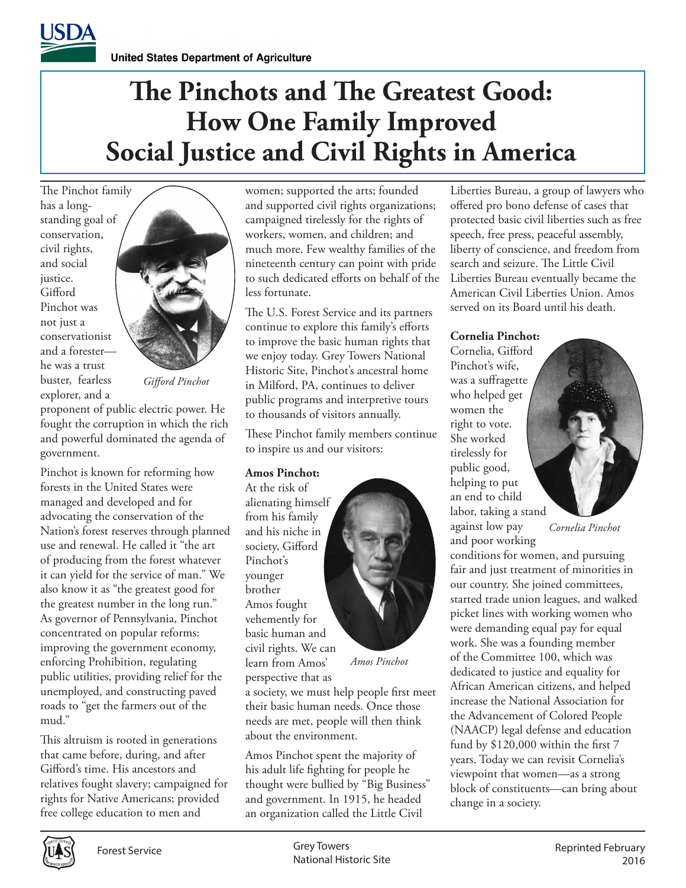United States Department of Agriculture

# The Pinchots and The Greatest Good: How One Family Improved Social Justice and Civil Rights in America

The Pinchot family has a long-standing goal of conservation, civil rights, and social justice. Gifford Pinchot was not just a conservationist and a forester—he was a trust buster, fearless explorer, and a proponent of public electric power. He fought the corruption in which the rich and powerful dominated the agenda of government.

*Gifford Pinchot*

Pinchot is known for reforming how forests in the United States were managed and developed and for advocating the conservation of the Nation's forest reserves through planned use and renewal. He called it "the art of producing from the forest whatever it can yield for the service of man." We also know it as "the greatest good for the greatest number in the long run." As governor of Pennsylvania, Pinchot concentrated on popular reforms: improving the government economy, enforcing Prohibition, regulating public utilities, providing relief for the unemployed, and constructing paved roads to "get the farmers out of the mud."

This altruism is rooted in generations that came before, during, and after Gifford's time. His ancestors and relatives fought slavery; campaigned for rights for Native Americans; provided free college education to men and women; supported the arts; founded and supported civil rights organizations; campaigned tirelessly for the rights of workers, women, and children; and much more. Few wealthy families of the nineteenth century can point with pride to such dedicated efforts on behalf of the less fortunate.

The U.S. Forest Service and its partners continue to explore this family's efforts to improve the basic human rights that we enjoy today. Grey Towers National Historic Site, Pinchot's ancestral home in Milford, PA, continues to deliver public programs and interpretive tours to thousands of visitors annually.

These Pinchot family members continue to inspire us and our visitors:

**Amos Pinchot:**
At the risk of alienating himself from his family and his niche in society, Gifford Pinchot's younger brother Amos fought vehemently for basic human and civil rights. We can learn from Amos' perspective that as a society, we must help people first meet their basic human needs. Once those needs are met, people will then think about the environment.

*Amos Pinchot*

Amos Pinchot spent the majority of his adult life fighting for people he thought were bullied by "Big Business" and government. In 1915, he headed an organization called the Little Civil Liberties Bureau, a group of lawyers who offered pro bono defense of cases that protected basic civil liberties such as free speech, free press, peaceful assembly, liberty of conscience, and freedom from search and seizure. The Little Civil Liberties Bureau eventually became the American Civil Liberties Union. Amos served on its Board until his death.

**Cornelia Pinchot:**
Cornelia, Gifford Pinchot's wife, was a suffragette who helped get women the right to vote. She worked tirelessly for public good, helping to put an end to child labor, taking a stand against low pay and poor working conditions for women, and pursuing fair and just treatment of minorities in our country. She joined committees, started trade union leagues, and walked picket lines with working women who were demanding equal pay for equal work. She was a founding member of the Committee 100, which was dedicated to justice and equality for African American citizens, and helped increase the National Association for the Advancement of Colored People (NAACP) legal defense and education fund by $120,000 within the first 7 years. Today we can revisit Cornelia's viewpoint that women—as a strong block of constituents—can bring about change in a society.

*Cornelia Pinchot*

Forest Service | Grey Towers National Historic Site | Reprinted February 2016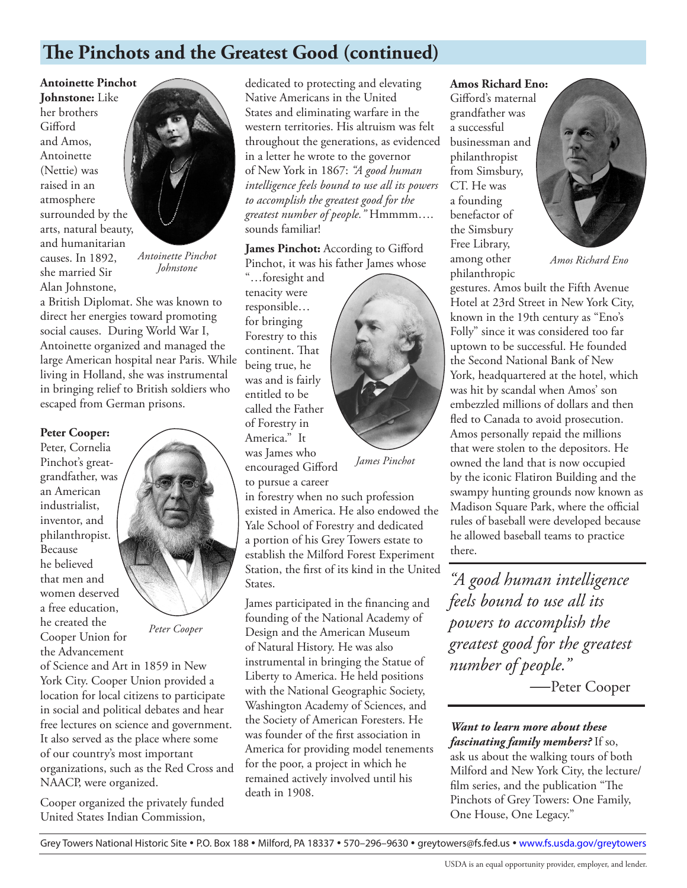# The Pinchots and the Greatest Good (continued)

**Antoinette Pinchot Johnstone:** Like her brothers Gifford and Amos, Antoinette (Nettie) was raised in an atmosphere surrounded by the arts, natural beauty, and humanitarian causes. In 1892, she married Sir Alan Johnstone, a British Diplomat. She was known to direct her energies toward promoting social causes. During World War I, Antoinette organized and managed the large American hospital near Paris. While living in Holland, she was instrumental in bringing relief to British soldiers who escaped from German prisons.

*Antoinette Pinchot Johnstone*

**Peter Cooper:** Peter, Cornelia Pinchot's great-grandfather, was an American industrialist, inventor, and philanthropist. Because he believed that men and women deserved a free education, he created the Cooper Union for the Advancement of Science and Art in 1859 in New York City. Cooper Union provided a location for local citizens to participate in social and political debates and hear free lectures on science and government. It also served as the place where some of our country's most important organizations, such as the Red Cross and NAACP, were organized.

*Peter Cooper*

Cooper organized the privately funded United States Indian Commission, dedicated to protecting and elevating Native Americans in the United States and eliminating warfare in the western territories. His altruism was felt throughout the generations, as evidenced in a letter he wrote to the governor of New York in 1867: *"A good human intelligence feels bound to use all its powers to accomplish the greatest good for the greatest number of people."* Hmmmm…. sounds familiar!

**James Pinchot:** According to Gifford Pinchot, it was his father James whose "…foresight and tenacity were responsible… for bringing Forestry to this continent. That being true, he was and is fairly entitled to be called the Father of Forestry in America." It was James who encouraged Gifford to pursue a career in forestry when no such profession existed in America. He also endowed the Yale School of Forestry and dedicated a portion of his Grey Towers estate to establish the Milford Forest Experiment Station, the first of its kind in the United States.

*James Pinchot*

James participated in the financing and founding of the National Academy of Design and the American Museum of Natural History. He was also instrumental in bringing the Statue of Liberty to America. He held positions with the National Geographic Society, Washington Academy of Sciences, and the Society of American Foresters. He was founder of the first association in America for providing model tenements for the poor, a project in which he remained actively involved until his death in 1908.

**Amos Richard Eno:** Gifford's maternal grandfather was a successful businessman and philanthropist from Simsbury, CT. He was a founding benefactor of the Simsbury Free Library, among other philanthropic gestures. Amos built the Fifth Avenue Hotel at 23rd Street in New York City, known in the 19th century as "Eno's Folly" since it was considered too far uptown to be successful. He founded the Second National Bank of New York, headquartered at the hotel, which was hit by scandal when Amos' son embezzled millions of dollars and then fled to Canada to avoid prosecution. Amos personally repaid the millions that were stolen to the depositors. He owned the land that is now occupied by the iconic Flatiron Building and the swampy hunting grounds now known as Madison Square Park, where the official rules of baseball were developed because he allowed baseball teams to practice there.

*Amos Richard Eno*

> *"A good human intelligence feels bound to use all its powers to accomplish the greatest good for the greatest number of people."*
>
> —Peter Cooper

***Want to learn more about these fascinating family members?*** If so, ask us about the walking tours of both Milford and New York City, the lecture/film series, and the publication "The Pinchots of Grey Towers: One Family, One House, One Legacy."

Grey Towers National Historic Site • P.O. Box 188 • Milford, PA 18337 • 570–296–9630 • greytowers@fs.fed.us • www.fs.usda.gov/greytowers

USDA is an equal opportunity provider, employer, and lender.